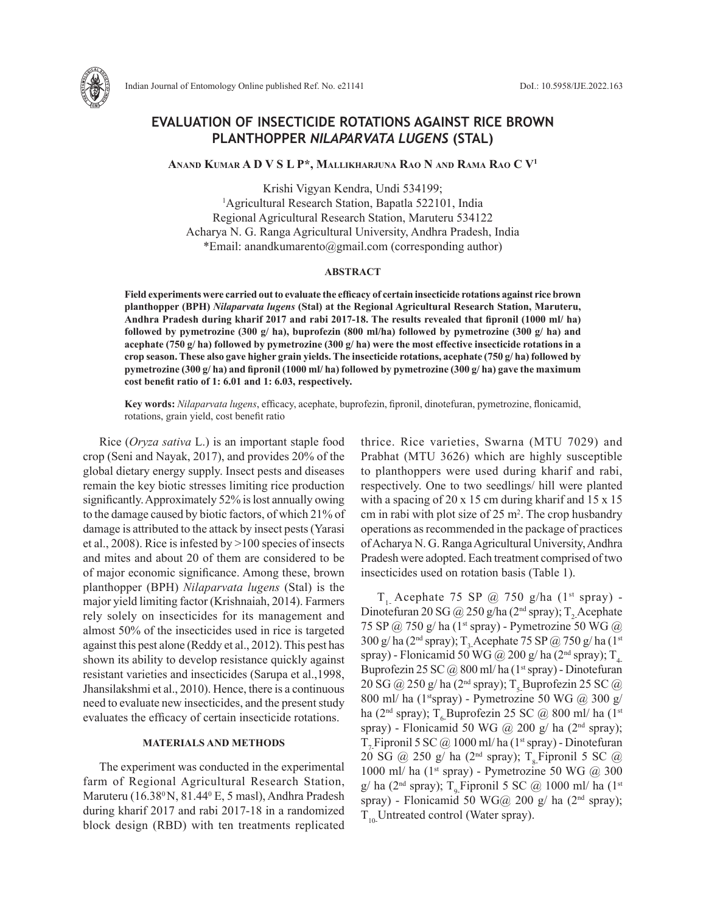# EVALUATION OF INSECTICIDE ROTATIONS AGAINST RICE BROWN PLANTHOPPER *NILAPARVATA LUGENS* (STAL)

**Anand Kumar A D V S L P*, Mallikharjuna Rao N and Rama Rao C V[1]**

Krishi Vigyan Kendra, Undi 534199;
[1]Agricultural Research Station, Bapatla 522101, India
Regional Agricultural Research Station, Maruteru 534122
Acharya N. G. Ranga Agricultural University, Andhra Pradesh, India
*Email: anandkumarento@gmail.com (corresponding author)

## ABSTRACT

**Field experiments were carried out to evaluate the efficacy of certain insecticide rotations against rice brown planthopper (BPH) *Nilaparvata lugens* (Stal) at the Regional Agricultural Research Station, Maruteru, Andhra Pradesh during kharif 2017 and rabi 2017-18. The results revealed that fipronil (1000 ml/ ha) followed by pymetrozine (300 g/ ha), buprofezin (800 ml/ha) followed by pymetrozine (300 g/ ha) and acephate (750 g/ ha) followed by pymetrozine (300 g/ ha) were the most effective insecticide rotations in a crop season. These also gave higher grain yields. The insecticide rotations, acephate (750 g/ ha) followed by pymetrozine (300 g/ ha) and fipronil (1000 ml/ ha) followed by pymetrozine (300 g/ ha) gave the maximum cost benefit ratio of 1: 6.01 and 1: 6.03, respectively.**

**Key words:** *Nilaparvata lugens*, efficacy, acephate, buprofezin, fipronil, dinotefuran, pymetrozine, flonicamid, rotations, grain yield, cost benefit ratio

Rice (*Oryza sativa* L.) is an important staple food crop (Seni and Nayak, 2017), and provides 20% of the global dietary energy supply. Insect pests and diseases remain the key biotic stresses limiting rice production significantly. Approximately 52% is lost annually owing to the damage caused by biotic factors, of which 21% of damage is attributed to the attack by insect pests (Yarasi et al., 2008). Rice is infested by >100 species of insects and mites and about 20 of them are considered to be of major economic significance. Among these, brown planthopper (BPH) *Nilaparvata lugens* (Stal) is the major yield limiting factor (Krishnaiah, 2014). Farmers rely solely on insecticides for its management and almost 50% of the insecticides used in rice is targeted against this pest alone (Reddy et al., 2012). This pest has shown its ability to develop resistance quickly against resistant varieties and insecticides (Sarupa et al.,1998, Jhansilakshmi et al., 2010). Hence, there is a continuous need to evaluate new insecticides, and the present study evaluates the efficacy of certain insecticide rotations.

## MATERIALS AND METHODS

The experiment was conducted in the experimental farm of Regional Agricultural Research Station, Maruteru (16.38$^0$N, 81.44$^0$ E, 5 masl), Andhra Pradesh during kharif 2017 and rabi 2017-18 in a randomized block design (RBD) with ten treatments replicated thrice. Rice varieties, Swarna (MTU 7029) and Prabhat (MTU 3626) which are highly susceptible to planthoppers were used during kharif and rabi, respectively. One to two seedlings/ hill were planted with a spacing of 20 x 15 cm during kharif and 15 x 15 cm in rabi with plot size of 25 m$^2$. The crop husbandry operations as recommended in the package of practices of Acharya N. G. Ranga Agricultural University, Andhra Pradesh were adopted. Each treatment comprised of two insecticides used on rotation basis (Table 1).

$T_1$- Acephate 75 SP @ 750 g/ha (1$^{st}$ spray) - Dinotefuran 20 SG @ 250 g/ha (2$^{nd}$ spray); $T_2$-Acephate 75 SP @ 750 g/ ha (1$^{st}$ spray) - Pymetrozine 50 WG @ 300 g/ ha (2$^{nd}$ spray); $T_3$-Acephate 75 SP @ 750 g/ ha (1$^{st}$ spray) - Flonicamid 50 WG @ 200 g/ ha (2$^{nd}$ spray); $T_4$-Buprofezin 25 SC @ 800 ml/ ha (1$^{st}$ spray) - Dinotefuran 20 SG @ 250 g/ ha (2$^{nd}$ spray); $T_5$-Buprofezin 25 SC @ 800 ml/ ha (1$^{st}$spray) - Pymetrozine 50 WG @ 300 g/ ha (2$^{nd}$ spray); $T_6$-Buprofezin 25 SC @ 800 ml/ ha (1$^{st}$ spray) - Flonicamid 50 WG @ 200 g/ ha (2$^{nd}$ spray); $T_7$-Fipronil 5 SC @ 1000 ml/ ha (1$^{st}$ spray) - Dinotefuran 20 SG @ 250 g/ ha (2$^{nd}$ spray); $T_8$-Fipronil 5 SC @ 1000 ml/ ha (1$^{st}$ spray) - Pymetrozine 50 WG @ 300 g/ ha (2$^{nd}$ spray); $T_9$-Fipronil 5 SC @ 1000 ml/ ha (1$^{st}$ spray) - Flonicamid 50 WG@ 200 g/ ha (2$^{nd}$ spray); $T_{10}$-Untreated control (Water spray).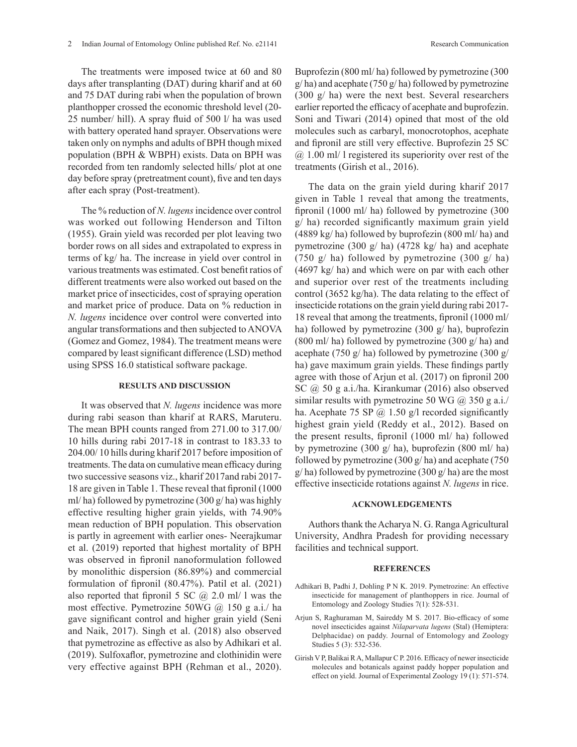The treatments were imposed twice at 60 and 80 days after transplanting (DAT) during kharif and at 60 and 75 DAT during rabi when the population of brown planthopper crossed the economic threshold level (20-25 number/ hill). A spray fluid of 500 l/ ha was used with battery operated hand sprayer. Observations were taken only on nymphs and adults of BPH though mixed population (BPH & WBPH) exists. Data on BPH was recorded from ten randomly selected hills/ plot at one day before spray (pretreatment count), five and ten days after each spray (Post-treatment).

The % reduction of *N. lugens* incidence over control was worked out following Henderson and Tilton (1955). Grain yield was recorded per plot leaving two border rows on all sides and extrapolated to express in terms of kg/ ha. The increase in yield over control in various treatments was estimated. Cost benefit ratios of different treatments were also worked out based on the market price of insecticides, cost of spraying operation and market price of produce. Data on % reduction in *N. lugens* incidence over control were converted into angular transformations and then subjected to ANOVA (Gomez and Gomez, 1984). The treatment means were compared by least significant difference (LSD) method using SPSS 16.0 statistical software package.

## RESULTS AND DISCUSSION

It was observed that *N. lugens* incidence was more during rabi season than kharif at RARS, Maruteru. The mean BPH counts ranged from 271.00 to 317.00/ 10 hills during rabi 2017-18 in contrast to 183.33 to 204.00/ 10 hills during kharif 2017 before imposition of treatments. The data on cumulative mean efficacy during two successive seasons viz., kharif 2017and rabi 2017-18 are given in Table 1. These reveal that fipronil (1000 ml/ ha) followed by pymetrozine (300 g/ ha) was highly effective resulting higher grain yields, with 74.90% mean reduction of BPH population. This observation is partly in agreement with earlier ones- Neerajkumar et al. (2019) reported that highest mortality of BPH was observed in fipronil nanoformulation followed by monolithic dispersion (86.89%) and commercial formulation of fipronil (80.47%). Patil et al. (2021) also reported that fipronil 5 SC @ 2.0 ml/ l was the most effective. Pymetrozine 50WG @ 150 g a.i./ ha gave significant control and higher grain yield (Seni and Naik, 2017). Singh et al. (2018) also observed that pymetrozine as effective as also by Adhikari et al. (2019). Sulfoxaflor, pymetrozine and clothinidin were very effective against BPH (Rehman et al., 2020). Buprofezin (800 ml/ ha) followed by pymetrozine (300 g/ ha) and acephate (750 g/ ha) followed by pymetrozine (300 g/ ha) were the next best. Several researchers earlier reported the efficacy of acephate and buprofezin. Soni and Tiwari (2014) opined that most of the old molecules such as carbaryl, monocrotophos, acephate and fipronil are still very effective. Buprofezin 25 SC @ 1.00 ml/ l registered its superiority over rest of the treatments (Girish et al., 2016).

The data on the grain yield during kharif 2017 given in Table 1 reveal that among the treatments, fipronil (1000 ml/ ha) followed by pymetrozine (300 g/ ha) recorded significantly maximum grain yield (4889 kg/ ha) followed by buprofezin (800 ml/ ha) and pymetrozine (300 g/ ha) (4728 kg/ ha) and acephate (750 g/ ha) followed by pymetrozine (300 g/ ha) (4697 kg/ ha) and which were on par with each other and superior over rest of the treatments including control (3652 kg/ha). The data relating to the effect of insecticide rotations on the grain yield during rabi 2017-18 reveal that among the treatments, fipronil (1000 ml/ ha) followed by pymetrozine (300 g/ ha), buprofezin (800 ml/ ha) followed by pymetrozine (300 g/ ha) and acephate (750 g/ ha) followed by pymetrozine (300 g/ ha) gave maximum grain yields. These findings partly agree with those of Arjun et al. (2017) on fipronil 200 SC @ 50 g a.i./ha. Kirankumar (2016) also observed similar results with pymetrozine 50 WG @ 350 g a.i./ ha. Acephate 75 SP @ 1.50 g/l recorded significantly highest grain yield (Reddy et al., 2012). Based on the present results, fipronil (1000 ml/ ha) followed by pymetrozine (300 g/ ha), buprofezin (800 ml/ ha) followed by pymetrozine (300 g/ ha) and acephate (750 g/ ha) followed by pymetrozine (300 g/ ha) are the most effective insecticide rotations against *N. lugens* in rice.

## ACKNOWLEDGEMENTS

Authors thank the Acharya N. G. Ranga Agricultural University, Andhra Pradesh for providing necessary facilities and technical support.

## REFERENCES

Adhikari B, Padhi J, Dohling P N K. 2019. Pymetrozine: An effective insecticide for management of planthoppers in rice. Journal of Entomology and Zoology Studies 7(1): 528-531.

Arjun S, Raghuraman M, Saireddy M S. 2017. Bio-efficacy of some novel insecticides against *Nilaparvata lugens* (Stal) (Hemiptera: Delphacidae) on paddy. Journal of Entomology and Zoology Studies 5 (3): 532-536.

Girish V P, Balikai R A, Mallapur C P. 2016. Efficacy of newer insecticide molecules and botanicals against paddy hopper population and effect on yield. Journal of Experimental Zoology 19 (1): 571-574.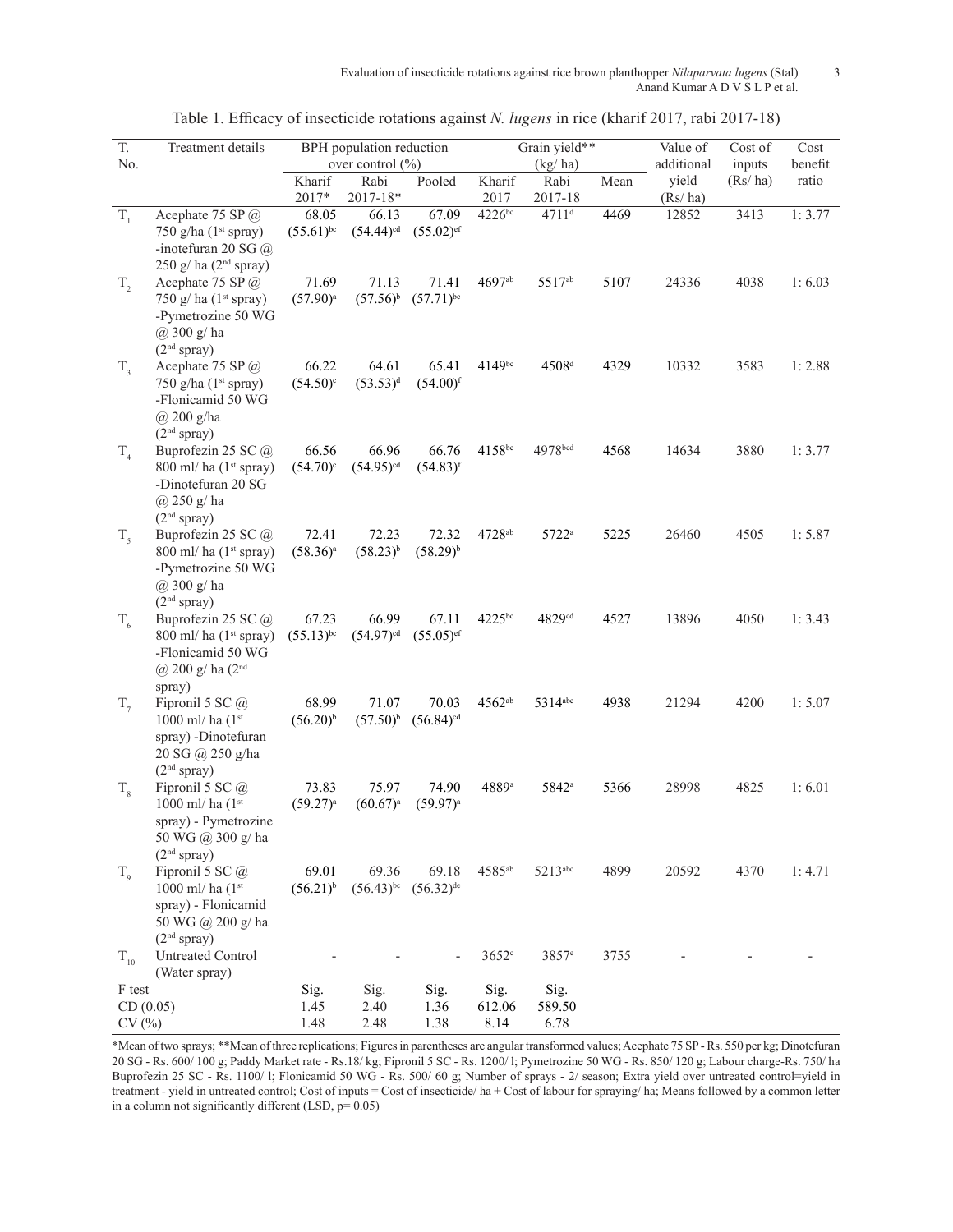Table 1. Efficacy of insecticide rotations against *N. lugens* in rice (kharif 2017, rabi 2017-18)

| T. No. | Treatment details | BPH population reduction over control (%) | | | Grain yield** (kg/ ha) | | | Value of additional yield (Rs/ ha) | Cost of inputs (Rs/ ha) | Cost benefit ratio |
|---|---|---|---|---|---|---|---|---|---|---|
| | | Kharif 2017* | Rabi 2017-18* | Pooled | Kharif 2017 | Rabi 2017-18 | Mean | | | |
| $T_1$ | Acephate 75 SP @ 750 g/ha (1st spray) -inotefuran 20 SG @ 250 g/ ha (2nd spray) | 68.05 $(55.61)^{bc}$ | 66.13 $(54.44)^{cd}$ | 67.09 $(55.02)^{ef}$ | $4226^{bc}$ | $4711^{d}$ | 4469 | 12852 | 3413 | 1: 3.77 |
| $T_2$ | Acephate 75 SP @ 750 g/ ha (1st spray) -Pymetrozine 50 WG @ 300 g/ ha (2nd spray) | 71.69 $(57.90)^{a}$ | 71.13 $(57.56)^{b}$ | 71.41 $(57.71)^{bc}$ | $4697^{ab}$ | $5517^{ab}$ | 5107 | 24336 | 4038 | 1: 6.03 |
| $T_3$ | Acephate 75 SP @ 750 g/ha (1st spray) -Flonicamid 50 WG @ 200 g/ha (2nd spray) | 66.22 $(54.50)^{c}$ | 64.61 $(53.53)^{d}$ | 65.41 $(54.00)^{f}$ | $4149^{bc}$ | $4508^{d}$ | 4329 | 10332 | 3583 | 1: 2.88 |
| $T_4$ | Buprofezin 25 SC @ 800 ml/ ha (1st spray) -Dinotefuran 20 SG @ 250 g/ ha (2nd spray) | 66.56 $(54.70)^{c}$ | 66.96 $(54.95)^{cd}$ | 66.76 $(54.83)^{f}$ | $4158^{bc}$ | $4978^{bcd}$ | 4568 | 14634 | 3880 | 1: 3.77 |
| $T_5$ | Buprofezin 25 SC @ 800 ml/ ha (1st spray) -Pymetrozine 50 WG @ 300 g/ ha (2nd spray) | 72.41 $(58.36)^{a}$ | 72.23 $(58.23)^{b}$ | 72.32 $(58.29)^{b}$ | $4728^{ab}$ | $5722^{a}$ | 5225 | 26460 | 4505 | 1: 5.87 |
| $T_6$ | Buprofezin 25 SC @ 800 ml/ ha (1st spray) -Flonicamid 50 WG @ 200 g/ ha (2nd spray) | 67.23 $(55.13)^{bc}$ | 66.99 $(54.97)^{cd}$ | 67.11 $(55.05)^{ef}$ | $4225^{bc}$ | $4829^{cd}$ | 4527 | 13896 | 4050 | 1: 3.43 |
| $T_7$ | Fipronil 5 SC @ 1000 ml/ ha (1st spray) -Dinotefuran 20 SG @ 250 g/ha (2nd spray) | 68.99 $(56.20)^{b}$ | 71.07 $(57.50)^{b}$ | 70.03 $(56.84)^{cd}$ | $4562^{ab}$ | $5314^{abc}$ | 4938 | 21294 | 4200 | 1: 5.07 |
| $T_8$ | Fipronil 5 SC @ 1000 ml/ ha (1st spray) - Pymetrozine 50 WG @ 300 g/ ha (2nd spray) | 73.83 $(59.27)^{a}$ | 75.97 $(60.67)^{a}$ | 74.90 $(59.97)^{a}$ | $4889^{a}$ | $5842^{a}$ | 5366 | 28998 | 4825 | 1: 6.01 |
| $T_9$ | Fipronil 5 SC @ 1000 ml/ ha (1st spray) - Flonicamid 50 WG @ 200 g/ ha (2nd spray) | 69.01 $(56.21)^{b}$ | 69.36 $(56.43)^{bc}$ | 69.18 $(56.32)^{de}$ | $4585^{ab}$ | $5213^{abc}$ | 4899 | 20592 | 4370 | 1: 4.71 |
| $T_{10}$ | Untreated Control (Water spray) | - | - | - | $3652^{c}$ | $3857^{e}$ | 3755 | - | - | - |
| F test | | Sig. | Sig. | Sig. | Sig. | Sig. | | | | |
| CD (0.05) | | 1.45 | 2.40 | 1.36 | 612.06 | 589.50 | | | | |
| CV (%) | | 1.48 | 2.48 | 1.38 | 8.14 | 6.78 | | | | |

*Mean of two sprays; **Mean of three replications; Figures in parentheses are angular transformed values; Acephate 75 SP - Rs. 550 per kg; Dinotefuran 20 SG - Rs. 600/ 100 g; Paddy Market rate - Rs.18/ kg; Fipronil 5 SC - Rs. 1200/ l; Pymetrozine 50 WG - Rs. 850/ 120 g; Labour charge-Rs. 750/ ha Buprofezin 25 SC - Rs. 1100/ l; Flonicamid 50 WG - Rs. 500/ 60 g; Number of sprays - 2/ season; Extra yield over untreated control=yield in treatment - yield in untreated control; Cost of inputs = Cost of insecticide/ ha + Cost of labour for spraying/ ha; Means followed by a common letter in a column not significantly different (LSD, p= 0.05)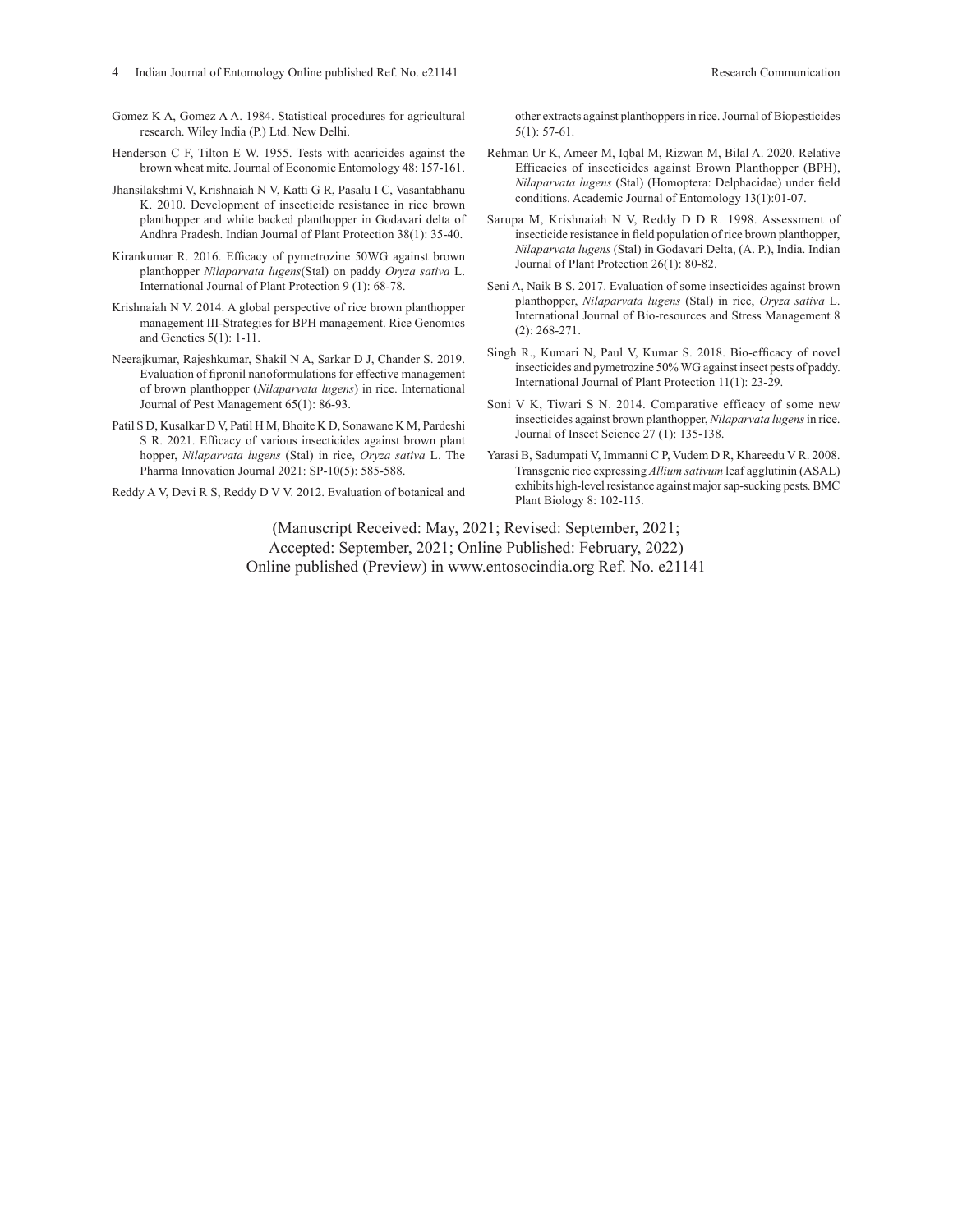Gomez K A, Gomez A A. 1984. Statistical procedures for agricultural research. Wiley India (P.) Ltd. New Delhi.

Henderson C F, Tilton E W. 1955. Tests with acaricides against the brown wheat mite. Journal of Economic Entomology 48: 157-161.

Jhansilakshmi V, Krishnaiah N V, Katti G R, Pasalu I C, Vasantabhanu K. 2010. Development of insecticide resistance in rice brown planthopper and white backed planthopper in Godavari delta of Andhra Pradesh. Indian Journal of Plant Protection 38(1): 35-40.

Kirankumar R. 2016. Efficacy of pymetrozine 50WG against brown planthopper *Nilaparvata lugens*(Stal) on paddy *Oryza sativa* L. International Journal of Plant Protection 9 (1): 68-78.

Krishnaiah N V. 2014. A global perspective of rice brown planthopper management III-Strategies for BPH management. Rice Genomics and Genetics 5(1): 1-11.

Neerajkumar, Rajeshkumar, Shakil N A, Sarkar D J, Chander S. 2019. Evaluation of fipronil nanoformulations for effective management of brown planthopper (*Nilaparvata lugens*) in rice. International Journal of Pest Management 65(1): 86-93.

Patil S D, Kusalkar D V, Patil H M, Bhoite K D, Sonawane K M, Pardeshi S R. 2021. Efficacy of various insecticides against brown plant hopper, *Nilaparvata lugens* (Stal) in rice, *Oryza sativa* L. The Pharma Innovation Journal 2021: SP-10(5): 585-588.

Reddy A V, Devi R S, Reddy D V V. 2012. Evaluation of botanical and other extracts against planthoppers in rice. Journal of Biopesticides 5(1): 57-61.

Rehman Ur K, Ameer M, Iqbal M, Rizwan M, Bilal A. 2020. Relative Efficacies of insecticides against Brown Planthopper (BPH), *Nilaparvata lugens* (Stal) (Homoptera: Delphacidae) under field conditions. Academic Journal of Entomology 13(1):01-07.

Sarupa M, Krishnaiah N V, Reddy D D R. 1998. Assessment of insecticide resistance in field population of rice brown planthopper, *Nilaparvata lugens* (Stal) in Godavari Delta, (A. P.), India. Indian Journal of Plant Protection 26(1): 80-82.

Seni A, Naik B S. 2017. Evaluation of some insecticides against brown planthopper, *Nilaparvata lugens* (Stal) in rice, *Oryza sativa* L. International Journal of Bio-resources and Stress Management 8 (2): 268-271.

Singh R., Kumari N, Paul V, Kumar S. 2018. Bio-efficacy of novel insecticides and pymetrozine 50% WG against insect pests of paddy. International Journal of Plant Protection 11(1): 23-29.

Soni V K, Tiwari S N. 2014. Comparative efficacy of some new insecticides against brown planthopper, *Nilaparvata lugens* in rice. Journal of Insect Science 27 (1): 135-138.

Yarasi B, Sadumpati V, Immanni C P, Vudem D R, Khareedu V R. 2008. Transgenic rice expressing *Allium sativum* leaf agglutinin (ASAL) exhibits high-level resistance against major sap-sucking pests. BMC Plant Biology 8: 102-115.

(Manuscript Received: May, 2021; Revised: September, 2021; Accepted: September, 2021; Online Published: February, 2022)
Online published (Preview) in www.entosocindia.org Ref. No. e21141